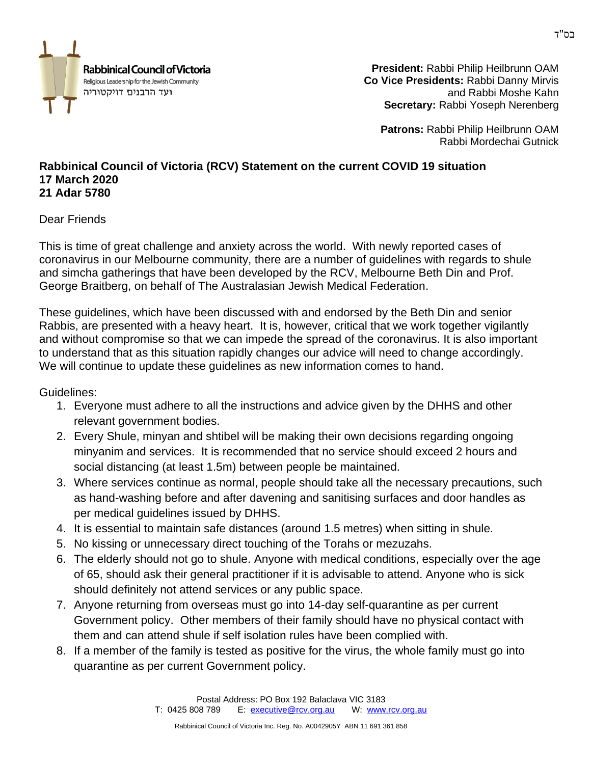בס"ד

**Rabbinical Council of Victoria**
Religious Leadership for the Jewish Community
ועד הרבנים דויקטוריה

**President:** Rabbi Philip Heilbrunn OAM
**Co Vice Presidents:** Rabbi Danny Mirvis and Rabbi Moshe Kahn
**Secretary:** Rabbi Yoseph Nerenberg

**Patrons:** Rabbi Philip Heilbrunn OAM
Rabbi Mordechai Gutnick

**Rabbinical Council of Victoria (RCV) Statement on the current COVID 19 situation**
**17 March 2020**
**21 Adar 5780**

Dear Friends

This is time of great challenge and anxiety across the world. With newly reported cases of coronavirus in our Melbourne community, there are a number of guidelines with regards to shule and simcha gatherings that have been developed by the RCV, Melbourne Beth Din and Prof. George Braitberg, on behalf of The Australasian Jewish Medical Federation.

These guidelines, which have been discussed with and endorsed by the Beth Din and senior Rabbis, are presented with a heavy heart. It is, however, critical that we work together vigilantly and without compromise so that we can impede the spread of the coronavirus. It is also important to understand that as this situation rapidly changes our advice will need to change accordingly. We will continue to update these guidelines as new information comes to hand.

Guidelines:

1. Everyone must adhere to all the instructions and advice given by the DHHS and other relevant government bodies.
2. Every Shule, minyan and shtibel will be making their own decisions regarding ongoing minyanim and services. It is recommended that no service should exceed 2 hours and social distancing (at least 1.5m) between people be maintained.
3. Where services continue as normal, people should take all the necessary precautions, such as hand-washing before and after davening and sanitising surfaces and door handles as per medical guidelines issued by DHHS.
4. It is essential to maintain safe distances (around 1.5 metres) when sitting in shule.
5. No kissing or unnecessary direct touching of the Torahs or mezuzahs.
6. The elderly should not go to shule. Anyone with medical conditions, especially over the age of 65, should ask their general practitioner if it is advisable to attend. Anyone who is sick should definitely not attend services or any public space.
7. Anyone returning from overseas must go into 14-day self-quarantine as per current Government policy. Other members of their family should have no physical contact with them and can attend shule if self isolation rules have been complied with.
8. If a member of the family is tested as positive for the virus, the whole family must go into quarantine as per current Government policy.

Postal Address: PO Box 192 Balaclava VIC 3183
T: 0425 808 789 E: executive@rcv.org.au W: www.rcv.org.au

Rabbinical Council of Victoria Inc. Reg. No. A0042905Y ABN 11 691 361 858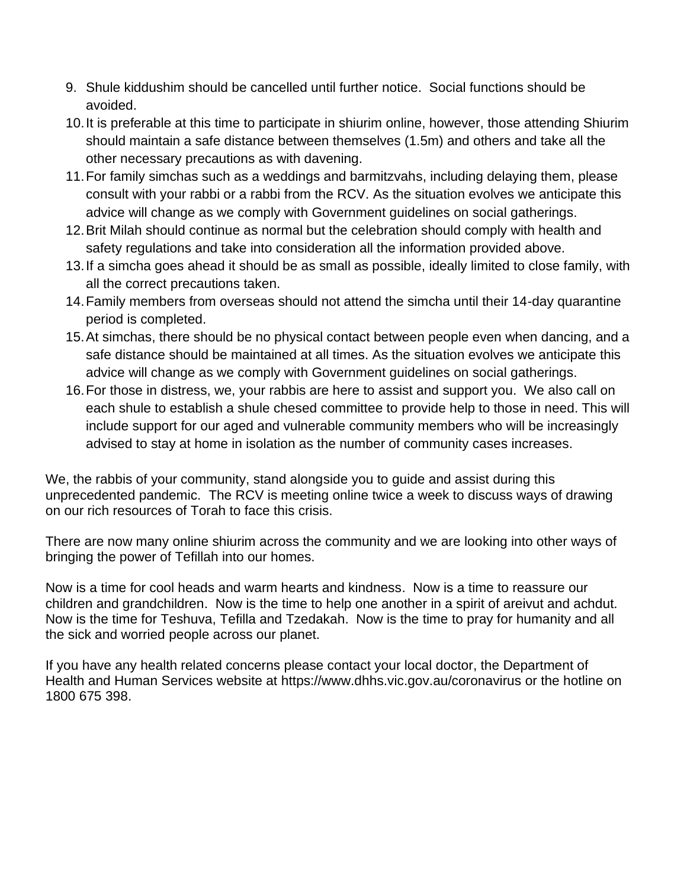9. Shule kiddushim should be cancelled until further notice. Social functions should be avoided.
10. It is preferable at this time to participate in shiurim online, however, those attending Shiurim should maintain a safe distance between themselves (1.5m) and others and take all the other necessary precautions as with davening.
11. For family simchas such as a weddings and barmitzvahs, including delaying them, please consult with your rabbi or a rabbi from the RCV. As the situation evolves we anticipate this advice will change as we comply with Government guidelines on social gatherings.
12. Brit Milah should continue as normal but the celebration should comply with health and safety regulations and take into consideration all the information provided above.
13. If a simcha goes ahead it should be as small as possible, ideally limited to close family, with all the correct precautions taken.
14. Family members from overseas should not attend the simcha until their 14-day quarantine period is completed.
15. At simchas, there should be no physical contact between people even when dancing, and a safe distance should be maintained at all times. As the situation evolves we anticipate this advice will change as we comply with Government guidelines on social gatherings.
16. For those in distress, we, your rabbis are here to assist and support you. We also call on each shule to establish a shule chesed committee to provide help to those in need. This will include support for our aged and vulnerable community members who will be increasingly advised to stay at home in isolation as the number of community cases increases.

We, the rabbis of your community, stand alongside you to guide and assist during this unprecedented pandemic. The RCV is meeting online twice a week to discuss ways of drawing on our rich resources of Torah to face this crisis.

There are now many online shiurim across the community and we are looking into other ways of bringing the power of Tefillah into our homes.

Now is a time for cool heads and warm hearts and kindness. Now is a time to reassure our children and grandchildren. Now is the time to help one another in a spirit of areivut and achdut. Now is the time for Teshuva, Tefilla and Tzedakah. Now is the time to pray for humanity and all the sick and worried people across our planet.

If you have any health related concerns please contact your local doctor, the Department of Health and Human Services website at https://www.dhhs.vic.gov.au/coronavirus or the hotline on 1800 675 398.